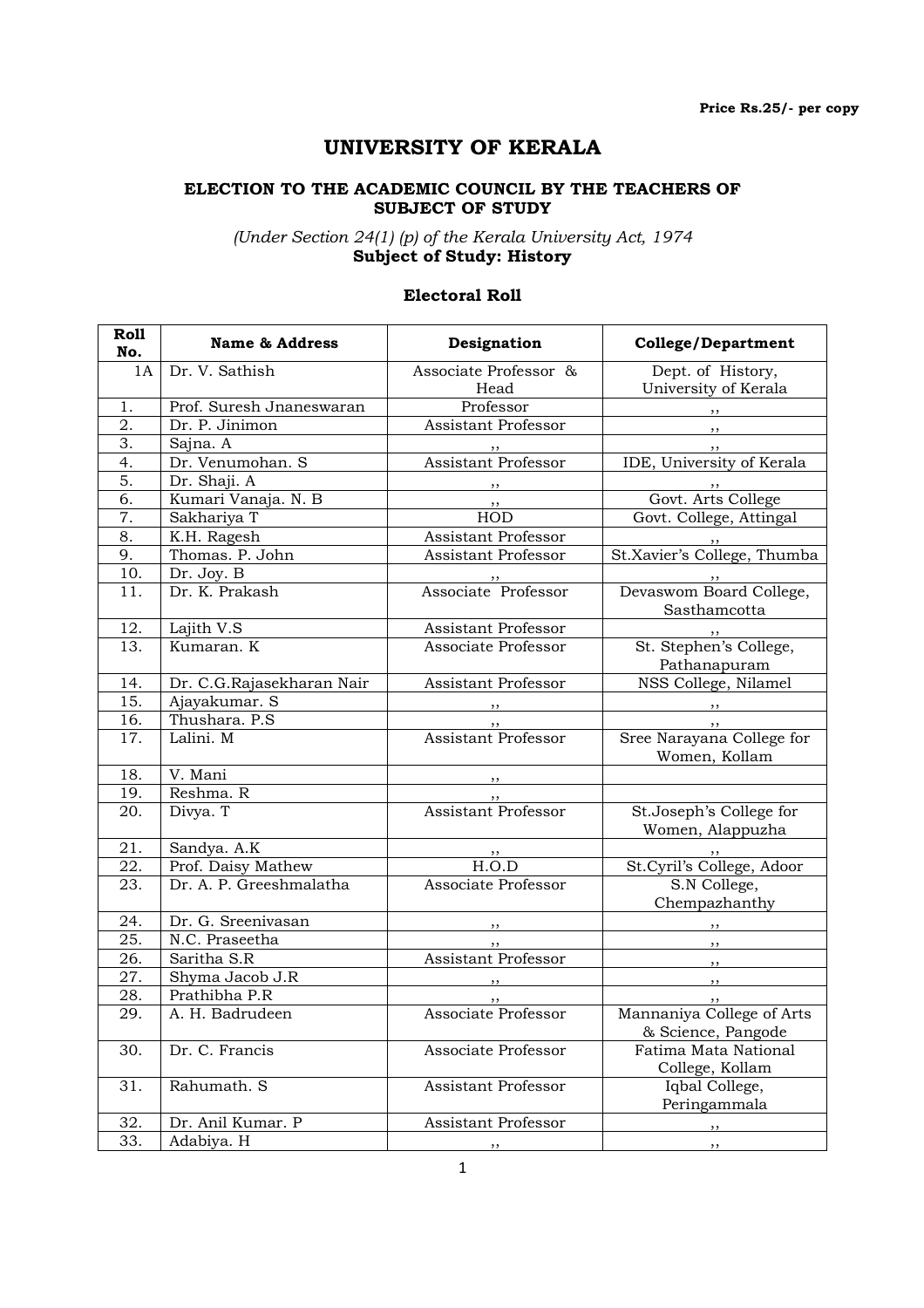Price Rs.25/- per copy

# UNIVERSITY OF KERALA

### ELECTION TO THE ACADEMIC COUNCIL BY THE TEACHERS OF SUBJECT OF STUDY

*(Under Section 24(1) (p) of the Kerala University Act, 1974*
**Subject of Study: History**

### Electoral Roll

| Roll No. | Name & Address | Designation | College/Department |
|---|---|---|---|
| 1A | Dr. V. Sathish | Associate Professor & Head | Dept. of History, University of Kerala |
| 1. | Prof. Suresh Jnaneswaran | Professor | ,, |
| 2. | Dr. P. Jinimon | Assistant Professor | ,, |
| 3. | Sajna. A | ,, | ,, |
| 4. | Dr. Venumohan. S | Assistant Professor | IDE, University of Kerala |
| 5. | Dr. Shaji. A | ,, | ,, |
| 6. | Kumari Vanaja. N. B | ,, | Govt. Arts College |
| 7. | Sakhariya T | HOD | Govt. College, Attingal |
| 8. | K.H. Ragesh | Assistant Professor | ,, |
| 9. | Thomas. P. John | Assistant Professor | St.Xavier's College, Thumba |
| 10. | Dr. Joy. B | ,, | ,, |
| 11. | Dr. K. Prakash | Associate Professor | Devaswom Board College, Sasthamcotta |
| 12. | Lajith V.S | Assistant Professor | ,, |
| 13. | Kumaran. K | Associate Professor | St. Stephen's College, Pathanapuram |
| 14. | Dr. C.G.Rajasekharan Nair | Assistant Professor | NSS College, Nilamel |
| 15. | Ajayakumar. S | ,, | ,, |
| 16. | Thushara. P.S | ,, | ,, |
| 17. | Lalini. M | Assistant Professor | Sree Narayana College for Women, Kollam |
| 18. | V. Mani | ,, | |
| 19. | Reshma. R | ,, | |
| 20. | Divya. T | Assistant Professor | St.Joseph's College for Women, Alappuzha |
| 21. | Sandya. A.K | ,, | ,, |
| 22. | Prof. Daisy Mathew | H.O.D | St.Cyril's College, Adoor |
| 23. | Dr. A. P. Greeshmalatha | Associate Professor | S.N College, Chempazhanthy |
| 24. | Dr. G. Sreenivasan | ,, | ,, |
| 25. | N.C. Praseetha | ,, | ,, |
| 26. | Saritha S.R | Assistant Professor | ,, |
| 27. | Shyma Jacob J.R | ,, | ,, |
| 28. | Prathibha P.R | ,, | ,, |
| 29. | A. H. Badrudeen | Associate Professor | Mannaniya College of Arts & Science, Pangode |
| 30. | Dr. C. Francis | Associate Professor | Fatima Mata National College, Kollam |
| 31. | Rahumath. S | Assistant Professor | Iqbal College, Peringammala |
| 32. | Dr. Anil Kumar. P | Assistant Professor | ,, |
| 33. | Adabiya. H | ,, | ,, |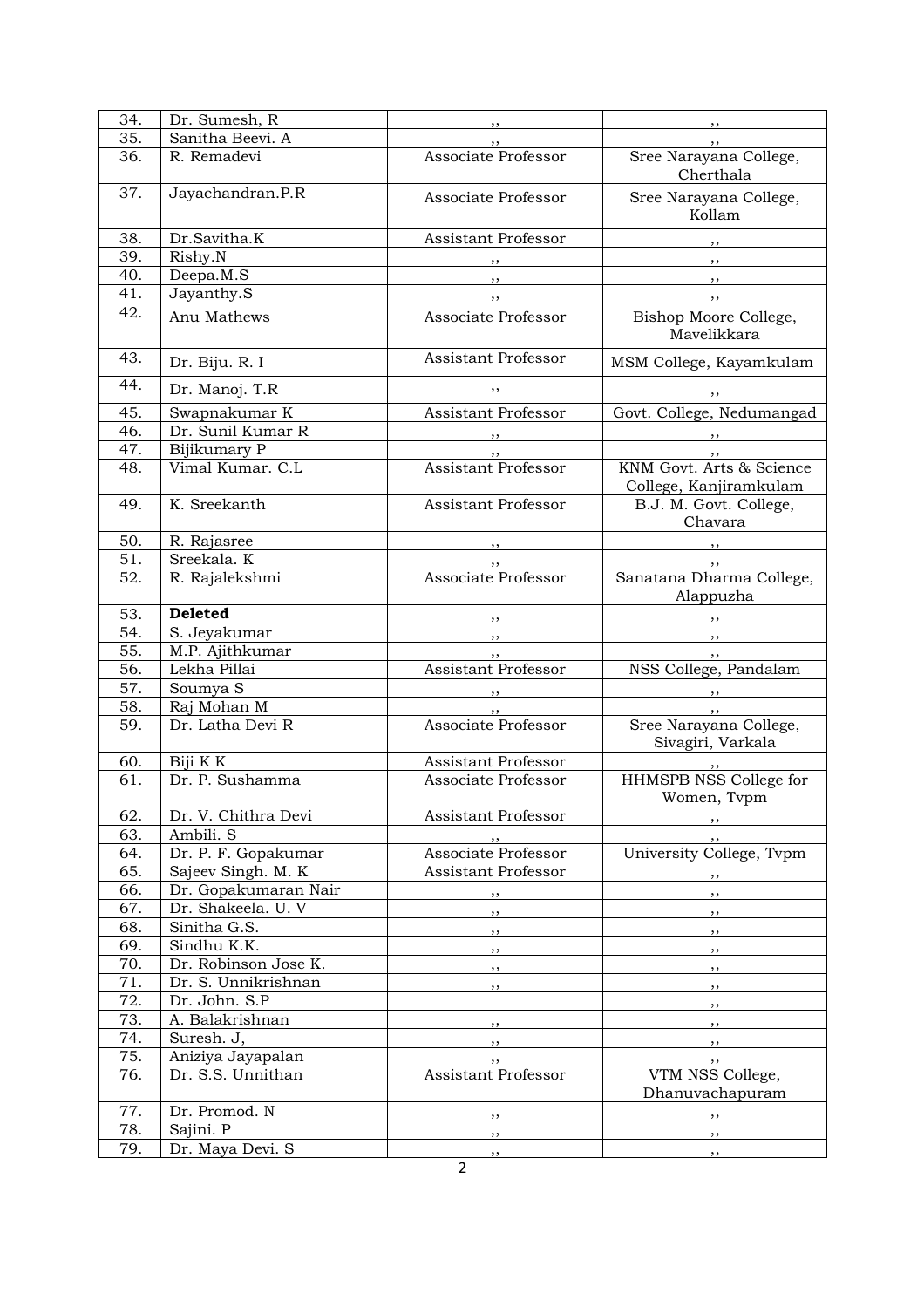| | | | |
|---|---|---|---|
| 34. | Dr. Sumesh, R | ,, | ,, |
| 35. | Sanitha Beevi. A | ,, | ,, |
| 36. | R. Remadevi | Associate Professor | Sree Narayana College, Cherthala |
| 37. | Jayachandran.P.R | Associate Professor | Sree Narayana College, Kollam |
| 38. | Dr.Savitha.K | Assistant Professor | ,, |
| 39. | Rishy.N | ,, | ,, |
| 40. | Deepa.M.S | ,, | ,, |
| 41. | Jayanthy.S | ,, | ,, |
| 42. | Anu Mathews | Associate Professor | Bishop Moore College, Mavelikkara |
| 43. | Dr. Biju. R. I | Assistant Professor | MSM College, Kayamkulam |
| 44. | Dr. Manoj. T.R | ,, | ,, |
| 45. | Swapnakumar K | Assistant Professor | Govt. College, Nedumangad |
| 46. | Dr. Sunil Kumar R | ,, | ,, |
| 47. | Bijikumary P | ,, | ,, |
| 48. | Vimal Kumar. C.L | Assistant Professor | KNM Govt. Arts & Science College, Kanjiramkulam |
| 49. | K. Sreekanth | Assistant Professor | B.J. M. Govt. College, Chavara |
| 50. | R. Rajasree | ,, | ,, |
| 51. | Sreekala. K | ,, | ,, |
| 52. | R. Rajalekshmi | Associate Professor | Sanatana Dharma College, Alappuzha |
| 53. | **Deleted** | ,, | ,, |
| 54. | S. Jeyakumar | ,, | ,, |
| 55. | M.P. Ajithkumar | ,, | ,, |
| 56. | Lekha Pillai | Assistant Professor | NSS College, Pandalam |
| 57. | Soumya S | ,, | ,, |
| 58. | Raj Mohan M | ,, | ,, |
| 59. | Dr. Latha Devi R | Associate Professor | Sree Narayana College, Sivagiri, Varkala |
| 60. | Biji K K | Assistant Professor | ,, |
| 61. | Dr. P. Sushamma | Associate Professor | HHMSPB NSS College for Women, Tvpm |
| 62. | Dr. V. Chithra Devi | Assistant Professor | ,, |
| 63. | Ambili. S | ,, | ,, |
| 64. | Dr. P. F. Gopakumar | Associate Professor | University College, Tvpm |
| 65. | Sajeev Singh. M. K | Assistant Professor | ,, |
| 66. | Dr. Gopakumaran Nair | ,, | ,, |
| 67. | Dr. Shakeela. U. V | ,, | ,, |
| 68. | Sinitha G.S. | ,, | ,, |
| 69. | Sindhu K.K. | ,, | ,, |
| 70. | Dr. Robinson Jose K. | ,, | ,, |
| 71. | Dr. S. Unnikrishnan | ,, | ,, |
| 72. | Dr. John. S.P | | ,, |
| 73. | A. Balakrishnan | ,, | ,, |
| 74. | Suresh. J, | ,, | ,, |
| 75. | Aniziya Jayapalan | ,, | ,, |
| 76. | Dr. S.S. Unnithan | Assistant Professor | VTM NSS College, Dhanuvachapuram |
| 77. | Dr. Promod. N | ,, | ,, |
| 78. | Sajini. P | ,, | ,, |
| 79. | Dr. Maya Devi. S | ,, | ,, |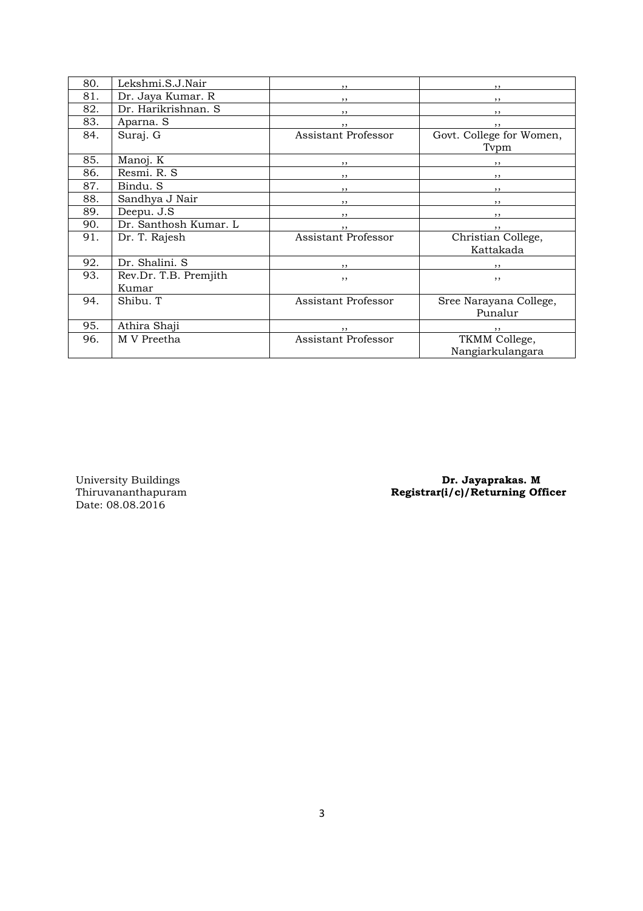| 80. | Lekshmi.S.J.Nair | ,, | ,, |
|---|---|---|---|
| 81. | Dr. Jaya Kumar. R | ,, | ,, |
| 82. | Dr. Harikrishnan. S | ,, | ,, |
| 83. | Aparna. S | ,, | ,, |
| 84. | Suraj. G | Assistant Professor | Govt. College for Women, Tvpm |
| 85. | Manoj. K | ,, | ,, |
| 86. | Resmi. R. S | ,, | ,, |
| 87. | Bindu. S | ,, | ,, |
| 88. | Sandhya J Nair | ,, | ,, |
| 89. | Deepu. J.S | ,, | ,, |
| 90. | Dr. Santhosh Kumar. L | ,, | ,, |
| 91. | Dr. T. Rajesh | Assistant Professor | Christian College, Kattakada |
| 92. | Dr. Shalini. S | ,, | ,, |
| 93. | Rev.Dr. T.B. Premjith Kumar | ,, | ,, |
| 94. | Shibu. T | Assistant Professor | Sree Narayana College, Punalur |
| 95. | Athira Shaji | ,, | ,, |
| 96. | M V Preetha | Assistant Professor | TKMM College, Nangiarkulangara |

University Buildings
Thiruvananthapuram
Date: 08.08.2016

**Dr. Jayaprakas. M**
**Registrar(i/c)/Returning Officer**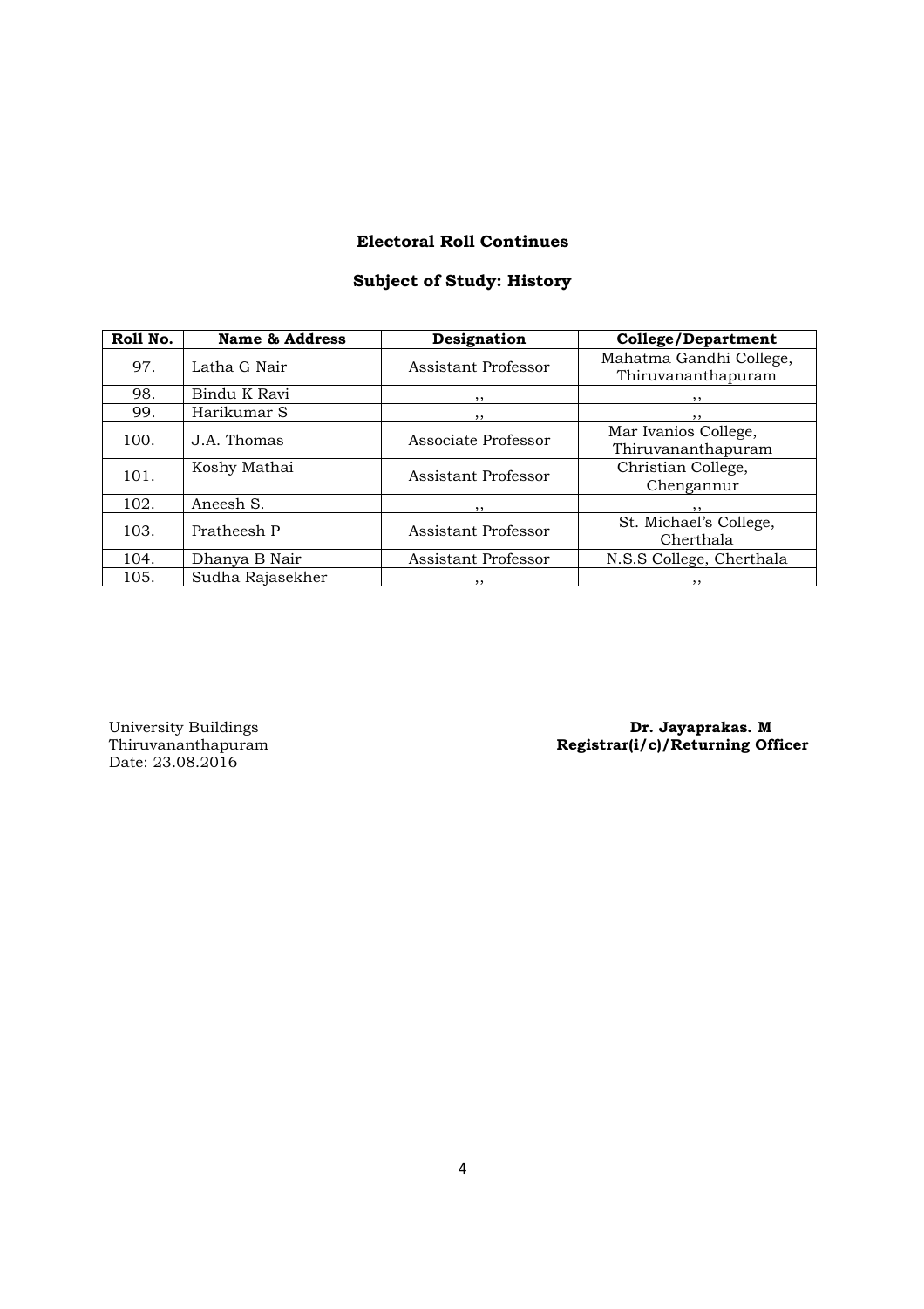**Electoral Roll Continues**

**Subject of Study: History**

| Roll No. | Name & Address | Designation | College/Department |
|---|---|---|---|
| 97. | Latha G Nair | Assistant Professor | Mahatma Gandhi College, Thiruvananthapuram |
| 98. | Bindu K Ravi | ,, | ,, |
| 99. | Harikumar S | ,, | ,, |
| 100. | J.A. Thomas | Associate Professor | Mar Ivanios College, Thiruvananthapuram |
| 101. | Koshy Mathai | Assistant Professor | Christian College, Chengannur |
| 102. | Aneesh S. | ,, | ,, |
| 103. | Pratheesh P | Assistant Professor | St. Michael's College, Cherthala |
| 104. | Dhanya B Nair | Assistant Professor | N.S.S College, Cherthala |
| 105. | Sudha Rajasekher | ,, | ,, |

University Buildings
Thiruvananthapuram
Date: 23.08.2016

**Dr. Jayaprakas. M**
**Registrar(i/c)/Returning Officer**